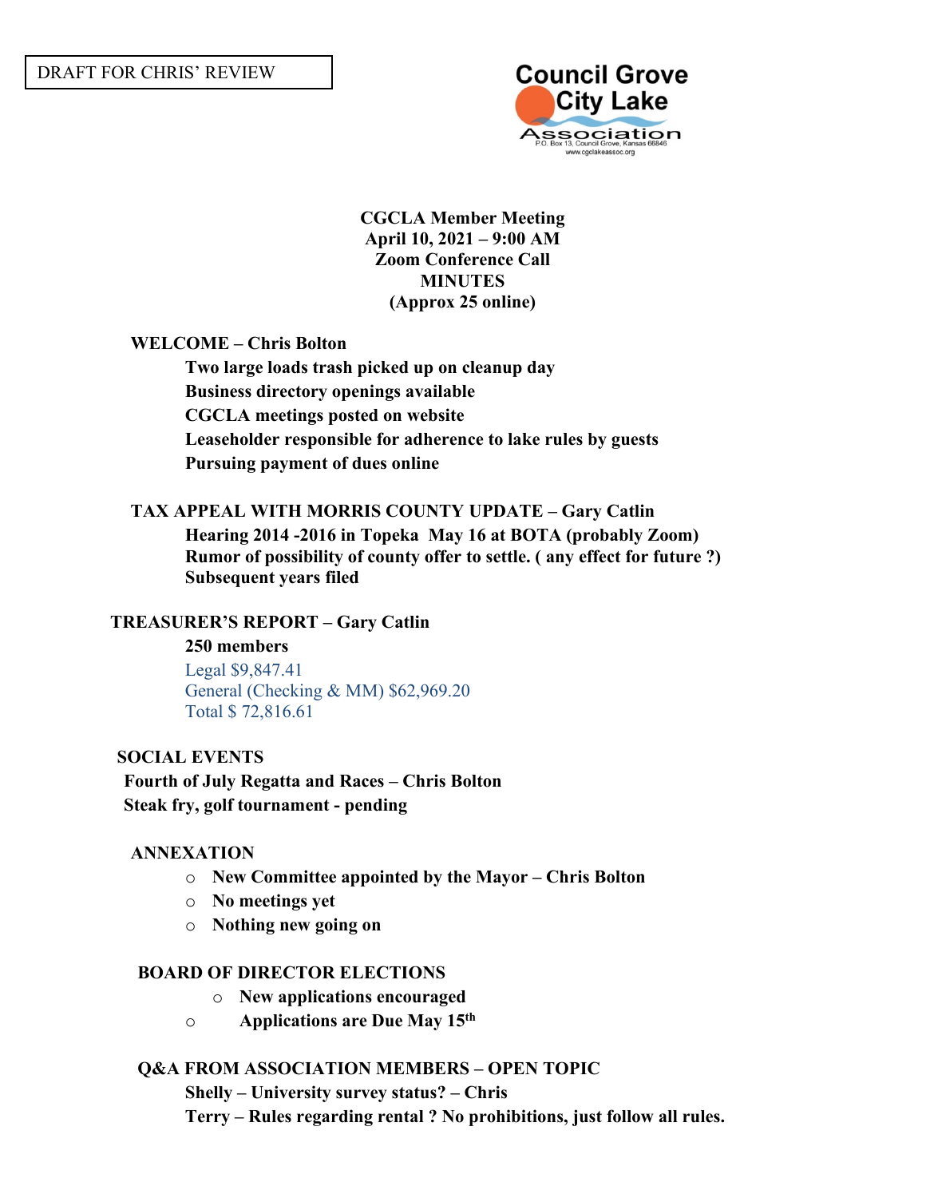DRAFT FOR CHRIS' REVIEW

Council Grove City Lake Association
P.O. Box 13, Council Grove, Kansas 66846
www.cgclakeassoc.org

**CGCLA Member Meeting**
**April 10, 2021 – 9:00 AM**
**Zoom Conference Call**
**MINUTES**
**(Approx 25 online)**

**WELCOME – Chris Bolton**

**Two large loads trash picked up on cleanup day**
**Business directory openings available**
**CGCLA meetings posted on website**
**Leaseholder responsible for adherence to lake rules by guests**
**Pursuing payment of dues online**

**TAX APPEAL WITH MORRIS COUNTY UPDATE – Gary Catlin**

**Hearing 2014 -2016 in Topeka May 16 at BOTA (probably Zoom)**
**Rumor of possibility of county offer to settle. ( any effect for future ?)**
**Subsequent years filed**

**TREASURER'S REPORT – Gary Catlin**

**250 members**
Legal $9,847.41
General (Checking & MM) $62,969.20
Total $ 72,816.61

**SOCIAL EVENTS**

**Fourth of July Regatta and Races – Chris Bolton**
**Steak fry, golf tournament - pending**

**ANNEXATION**

- **New Committee appointed by the Mayor – Chris Bolton**
- **No meetings yet**
- **Nothing new going on**

**BOARD OF DIRECTOR ELECTIONS**

- **New applications encouraged**
- **Applications are Due May 15th**

**Q&A FROM ASSOCIATION MEMBERS – OPEN TOPIC**

**Shelly – University survey status? – Chris**
**Terry – Rules regarding rental ? No prohibitions, just follow all rules.**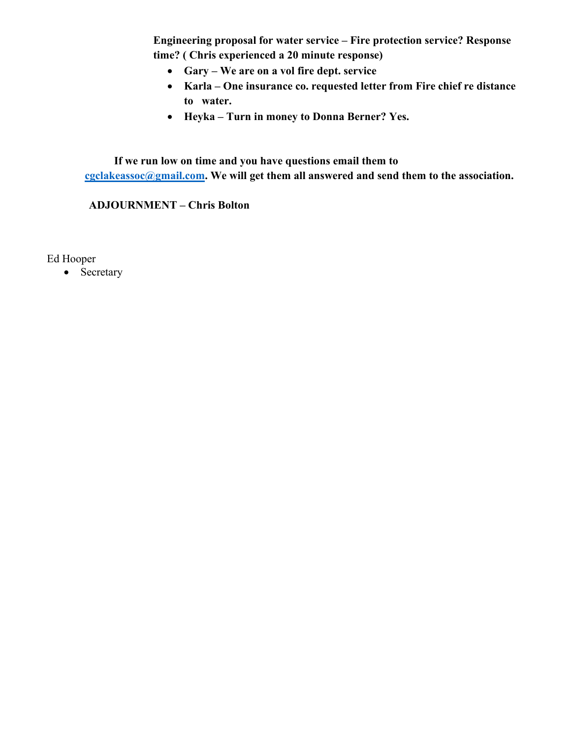**Engineering proposal for water service – Fire protection service? Response time? ( Chris experienced a 20 minute response)**

- **Gary – We are on a vol fire dept. service**
- **Karla – One insurance co. requested letter from Fire chief re distance to water.**
- **Heyka – Turn in money to Donna Berner? Yes.**

**If we run low on time and you have questions email them to [cgclakeassoc@gmail.com](mailto:cgclakeassoc@gmail.com). We will get them all answered and send them to the association.**

**ADJOURNMENT – Chris Bolton**

Ed Hooper

- Secretary